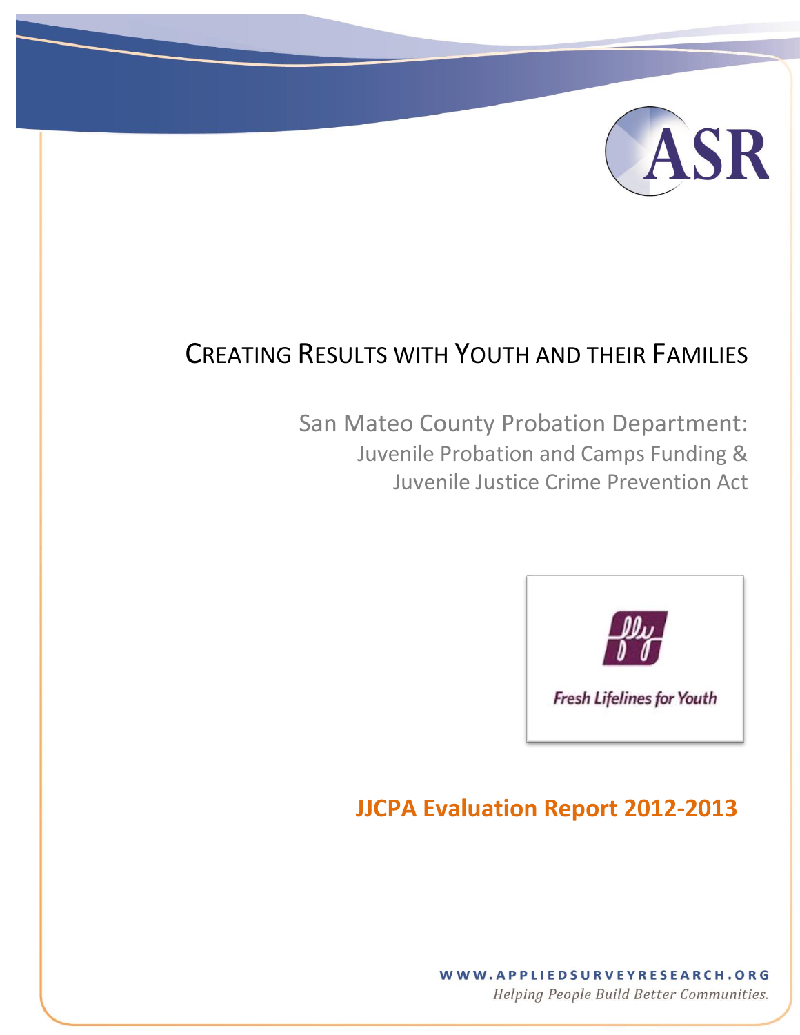ASR

# CREATING RESULTS WITH YOUTH AND THEIR FAMILIES

## San Mateo County Probation Department:
### Juvenile Probation and Camps Funding & Juvenile Justice Crime Prevention Act

Fresh Lifelines for Youth

## JJCPA Evaluation Report 2012-2013

WWW.APPLIEDSURVEYRESEARCH.ORG

*Helping People Build Better Communities.*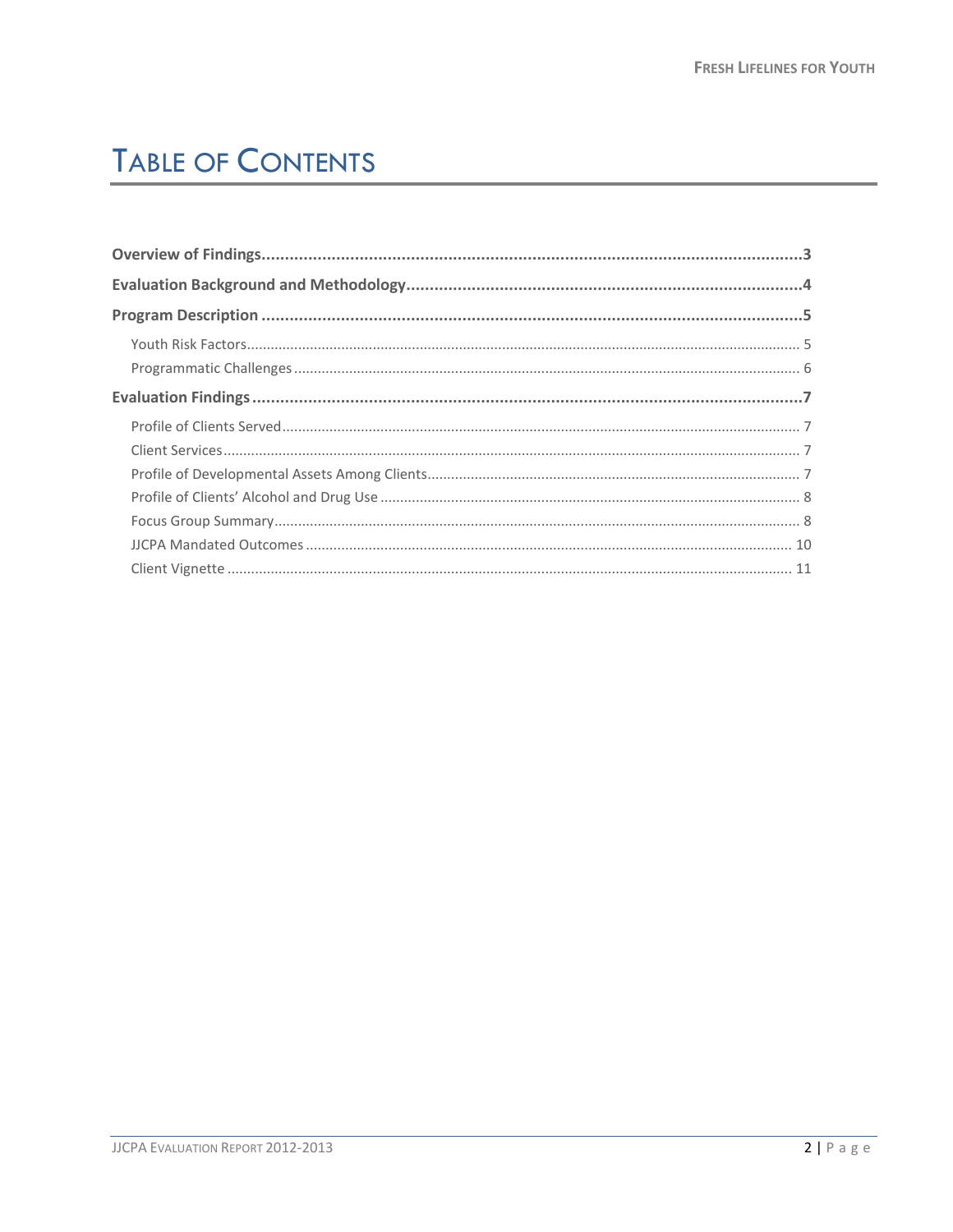# Table of Contents

**Overview of Findings** .......... **3**

**Evaluation Background and Methodology** .......... **4**

**Program Description** .......... **5**

- Youth Risk Factors .......... 5
- Programmatic Challenges .......... 6

**Evaluation Findings** .......... **7**

- Profile of Clients Served .......... 7
- Client Services .......... 7
- Profile of Developmental Assets Among Clients .......... 7
- Profile of Clients' Alcohol and Drug Use .......... 8
- Focus Group Summary .......... 8
- JJCPA Mandated Outcomes .......... 10
- Client Vignette .......... 11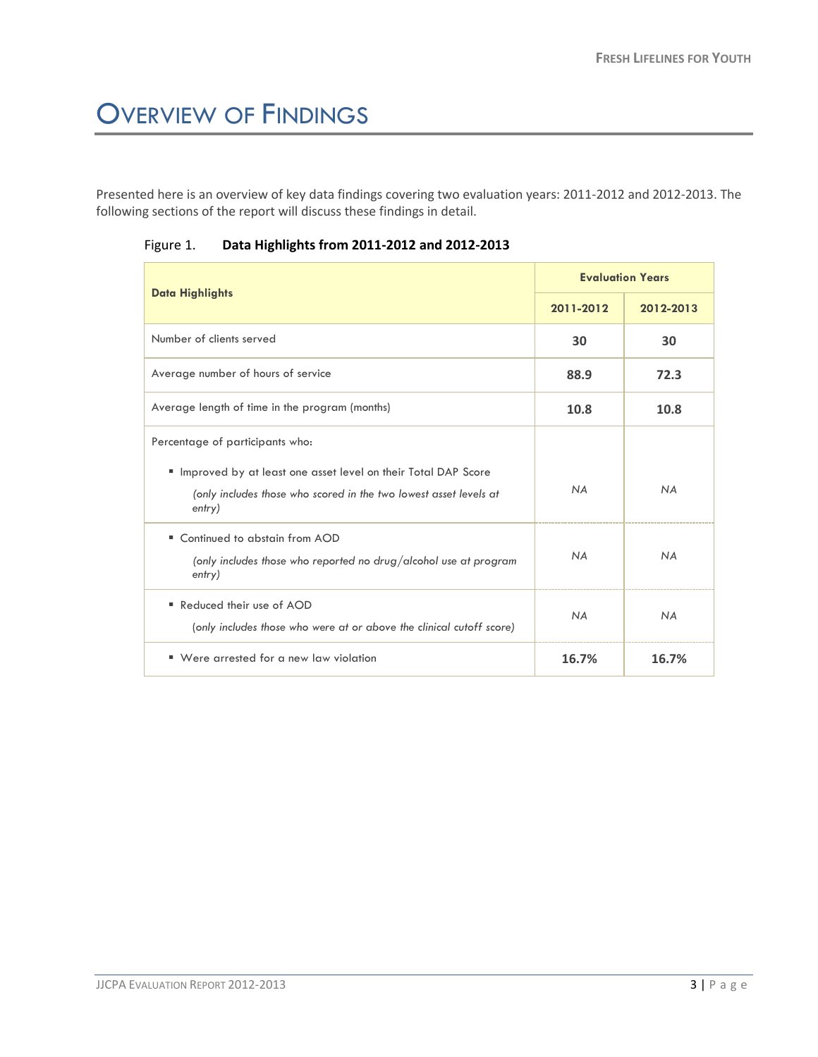# Overview of Findings

Presented here is an overview of key data findings covering two evaluation years: 2011-2012 and 2012-2013. The following sections of the report will discuss these findings in detail.

Figure 1. **Data Highlights from 2011-2012 and 2012-2013**

| Data Highlights | Evaluation Years | |
|---|---|---|
| | 2011-2012 | 2012-2013 |
| Number of clients served | **30** | **30** |
| Average number of hours of service | **88.9** | **72.3** |
| Average length of time in the program (months) | **10.8** | **10.8** |
| Percentage of participants who: ▪ Improved by at least one asset level on their Total DAP Score *(only includes those who scored in the two lowest asset levels at entry)* | *NA* | *NA* |
| ▪ Continued to abstain from AOD *(only includes those who reported no drug/alcohol use at program entry)* | *NA* | *NA* |
| ▪ Reduced their use of AOD *(only includes those who were at or above the clinical cutoff score)* | *NA* | *NA* |
| ▪ Were arrested for a new law violation | **16.7%** | **16.7%** |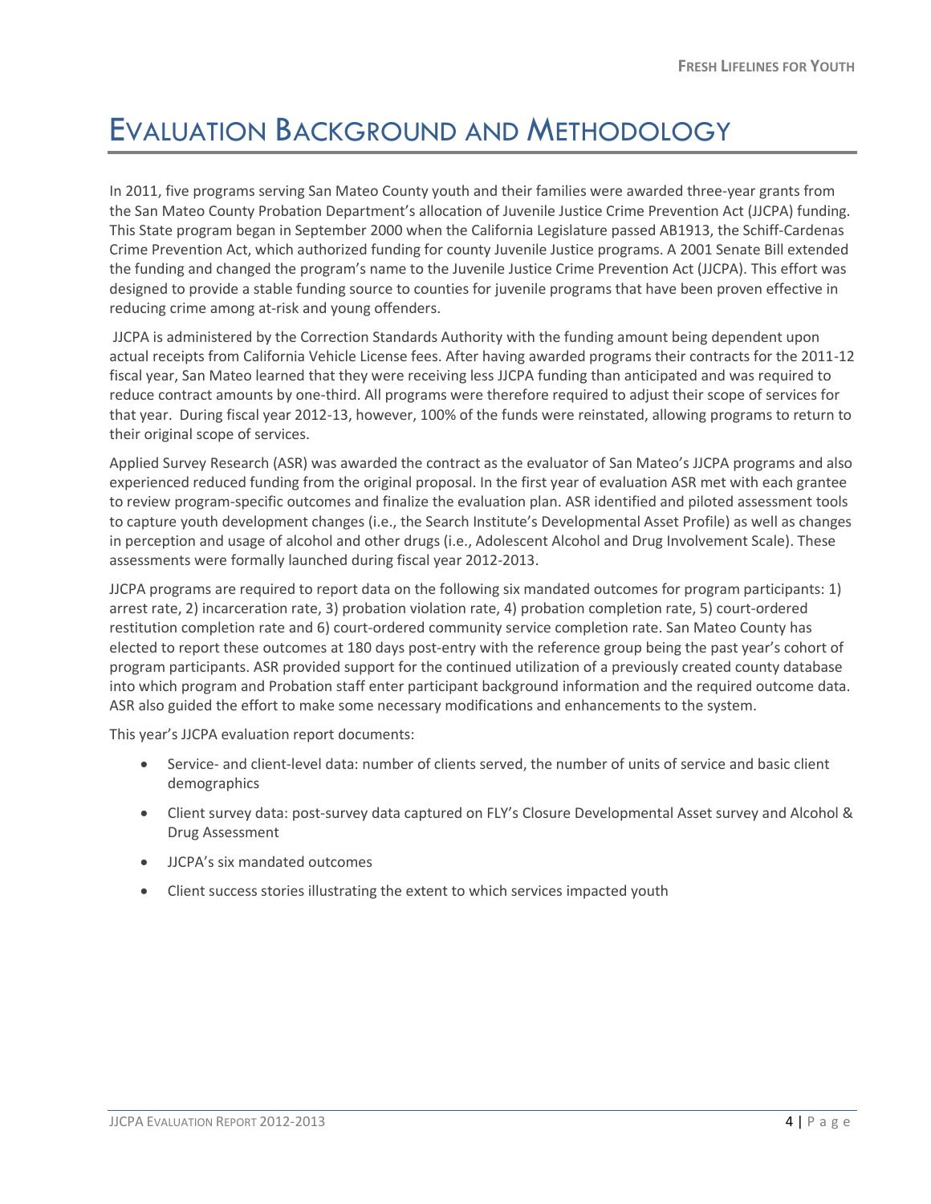# Evaluation Background and Methodology

In 2011, five programs serving San Mateo County youth and their families were awarded three-year grants from the San Mateo County Probation Department's allocation of Juvenile Justice Crime Prevention Act (JJCPA) funding. This State program began in September 2000 when the California Legislature passed AB1913, the Schiff-Cardenas Crime Prevention Act, which authorized funding for county Juvenile Justice programs. A 2001 Senate Bill extended the funding and changed the program's name to the Juvenile Justice Crime Prevention Act (JJCPA). This effort was designed to provide a stable funding source to counties for juvenile programs that have been proven effective in reducing crime among at-risk and young offenders.

JJCPA is administered by the Correction Standards Authority with the funding amount being dependent upon actual receipts from California Vehicle License fees. After having awarded programs their contracts for the 2011-12 fiscal year, San Mateo learned that they were receiving less JJCPA funding than anticipated and was required to reduce contract amounts by one-third. All programs were therefore required to adjust their scope of services for that year. During fiscal year 2012-13, however, 100% of the funds were reinstated, allowing programs to return to their original scope of services.

Applied Survey Research (ASR) was awarded the contract as the evaluator of San Mateo's JJCPA programs and also experienced reduced funding from the original proposal. In the first year of evaluation ASR met with each grantee to review program-specific outcomes and finalize the evaluation plan. ASR identified and piloted assessment tools to capture youth development changes (i.e., the Search Institute's Developmental Asset Profile) as well as changes in perception and usage of alcohol and other drugs (i.e., Adolescent Alcohol and Drug Involvement Scale). These assessments were formally launched during fiscal year 2012-2013.

JJCPA programs are required to report data on the following six mandated outcomes for program participants: 1) arrest rate, 2) incarceration rate, 3) probation violation rate, 4) probation completion rate, 5) court-ordered restitution completion rate and 6) court-ordered community service completion rate. San Mateo County has elected to report these outcomes at 180 days post-entry with the reference group being the past year's cohort of program participants. ASR provided support for the continued utilization of a previously created county database into which program and Probation staff enter participant background information and the required outcome data. ASR also guided the effort to make some necessary modifications and enhancements to the system.

This year's JJCPA evaluation report documents:

- Service- and client-level data: number of clients served, the number of units of service and basic client demographics
- Client survey data: post-survey data captured on FLY's Closure Developmental Asset survey and Alcohol & Drug Assessment
- JJCPA's six mandated outcomes
- Client success stories illustrating the extent to which services impacted youth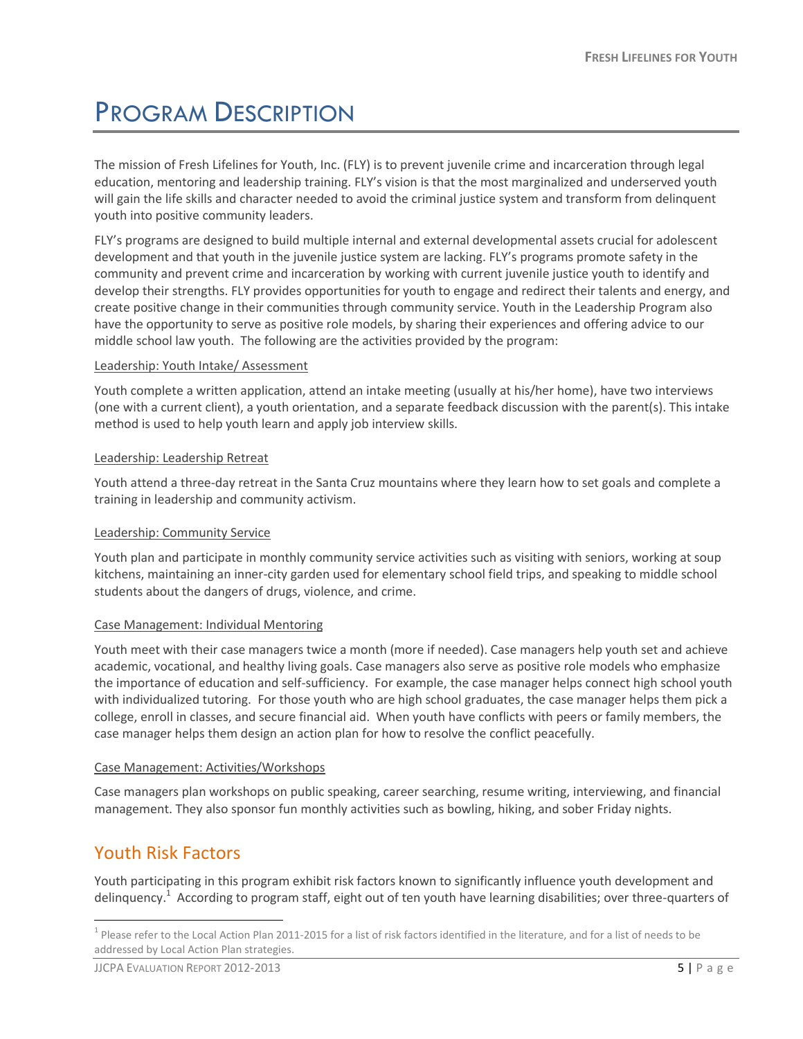# Program Description

The mission of Fresh Lifelines for Youth, Inc. (FLY) is to prevent juvenile crime and incarceration through legal education, mentoring and leadership training. FLY's vision is that the most marginalized and underserved youth will gain the life skills and character needed to avoid the criminal justice system and transform from delinquent youth into positive community leaders.

FLY's programs are designed to build multiple internal and external developmental assets crucial for adolescent development and that youth in the juvenile justice system are lacking. FLY's programs promote safety in the community and prevent crime and incarceration by working with current juvenile justice youth to identify and develop their strengths. FLY provides opportunities for youth to engage and redirect their talents and energy, and create positive change in their communities through community service. Youth in the Leadership Program also have the opportunity to serve as positive role models, by sharing their experiences and offering advice to our middle school law youth. The following are the activities provided by the program:

Leadership: Youth Intake/ Assessment

Youth complete a written application, attend an intake meeting (usually at his/her home), have two interviews (one with a current client), a youth orientation, and a separate feedback discussion with the parent(s). This intake method is used to help youth learn and apply job interview skills.

Leadership: Leadership Retreat

Youth attend a three-day retreat in the Santa Cruz mountains where they learn how to set goals and complete a training in leadership and community activism.

Leadership: Community Service

Youth plan and participate in monthly community service activities such as visiting with seniors, working at soup kitchens, maintaining an inner-city garden used for elementary school field trips, and speaking to middle school students about the dangers of drugs, violence, and crime.

Case Management: Individual Mentoring

Youth meet with their case managers twice a month (more if needed). Case managers help youth set and achieve academic, vocational, and healthy living goals. Case managers also serve as positive role models who emphasize the importance of education and self-sufficiency. For example, the case manager helps connect high school youth with individualized tutoring. For those youth who are high school graduates, the case manager helps them pick a college, enroll in classes, and secure financial aid. When youth have conflicts with peers or family members, the case manager helps them design an action plan for how to resolve the conflict peacefully.

Case Management: Activities/Workshops

Case managers plan workshops on public speaking, career searching, resume writing, interviewing, and financial management. They also sponsor fun monthly activities such as bowling, hiking, and sober Friday nights.

## Youth Risk Factors

Youth participating in this program exhibit risk factors known to significantly influence youth development and delinquency.[1] According to program staff, eight out of ten youth have learning disabilities; over three-quarters of

[1] Please refer to the Local Action Plan 2011-2015 for a list of risk factors identified in the literature, and for a list of needs to be addressed by Local Action Plan strategies.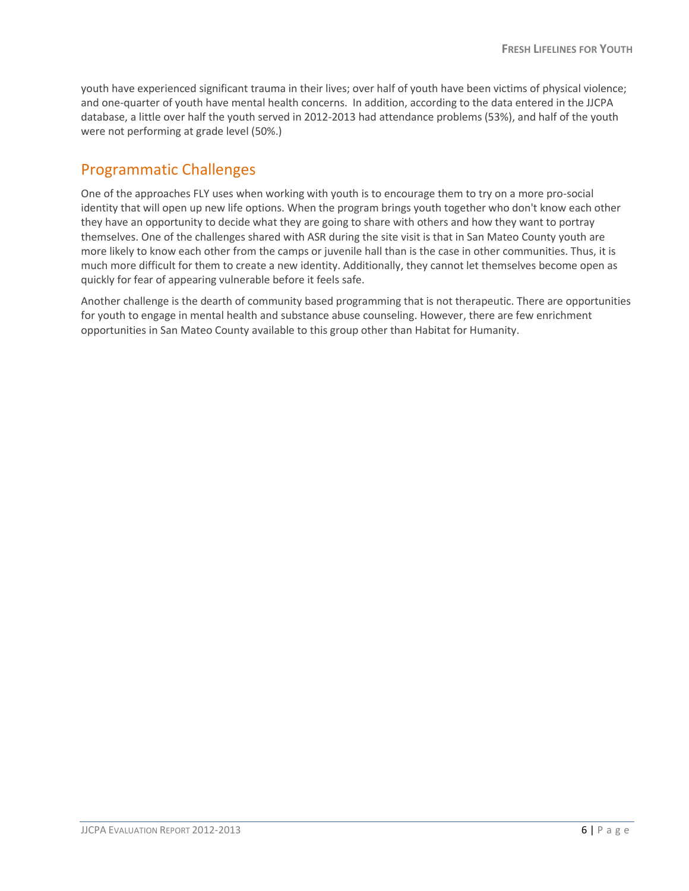youth have experienced significant trauma in their lives; over half of youth have been victims of physical violence; and one-quarter of youth have mental health concerns. In addition, according to the data entered in the JJCPA database, a little over half the youth served in 2012-2013 had attendance problems (53%), and half of the youth were not performing at grade level (50%.)

## Programmatic Challenges

One of the approaches FLY uses when working with youth is to encourage them to try on a more pro-social identity that will open up new life options. When the program brings youth together who don't know each other they have an opportunity to decide what they are going to share with others and how they want to portray themselves. One of the challenges shared with ASR during the site visit is that in San Mateo County youth are more likely to know each other from the camps or juvenile hall than is the case in other communities. Thus, it is much more difficult for them to create a new identity. Additionally, they cannot let themselves become open as quickly for fear of appearing vulnerable before it feels safe.

Another challenge is the dearth of community based programming that is not therapeutic. There are opportunities for youth to engage in mental health and substance abuse counseling. However, there are few enrichment opportunities in San Mateo County available to this group other than Habitat for Humanity.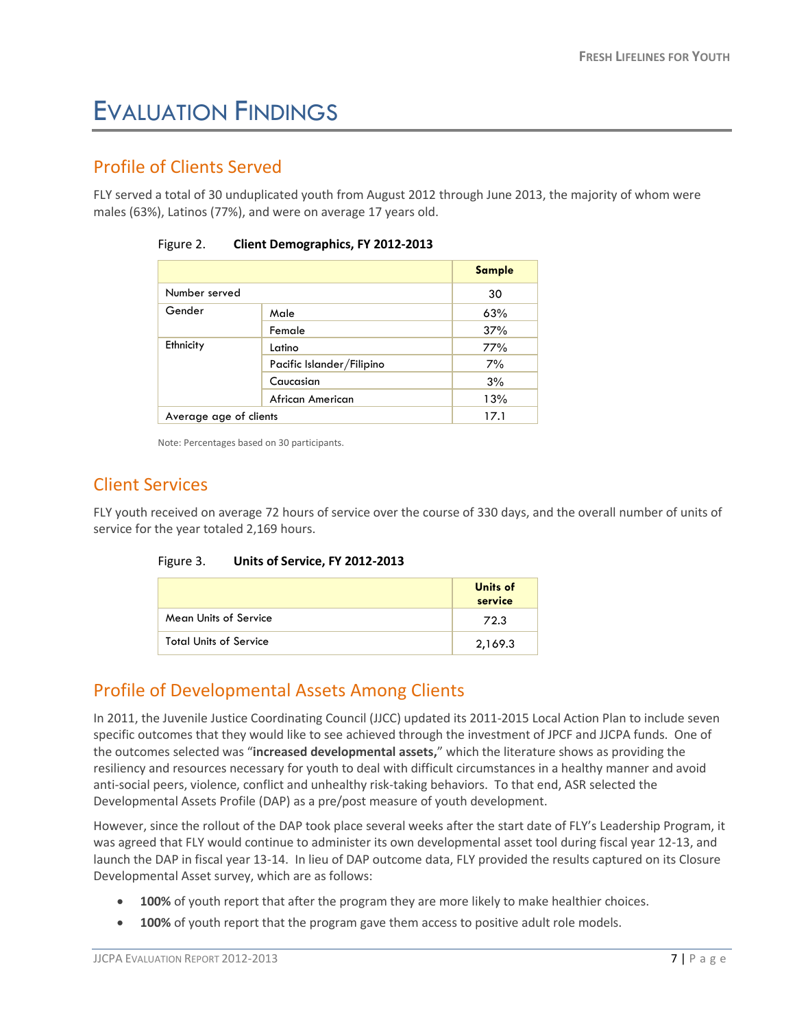# Evaluation Findings

## Profile of Clients Served

FLY served a total of 30 unduplicated youth from August 2012 through June 2013, the majority of whom were males (63%), Latinos (77%), and were on average 17 years old.

Figure 2. **Client Demographics, FY 2012-2013**

| | | Sample |
|---|---|---|
| Number served | | 30 |
| Gender | Male | 63% |
| | Female | 37% |
| Ethnicity | Latino | 77% |
| | Pacific Islander/Filipino | 7% |
| | Caucasian | 3% |
| | African American | 13% |
| Average age of clients | | 17.1 |

Note: Percentages based on 30 participants.

## Client Services

FLY youth received on average 72 hours of service over the course of 330 days, and the overall number of units of service for the year totaled 2,169 hours.

Figure 3. **Units of Service, FY 2012-2013**

| | Units of service |
|---|---|
| Mean Units of Service | 72.3 |
| Total Units of Service | 2,169.3 |

## Profile of Developmental Assets Among Clients

In 2011, the Juvenile Justice Coordinating Council (JJCC) updated its 2011-2015 Local Action Plan to include seven specific outcomes that they would like to see achieved through the investment of JPCF and JJCPA funds. One of the outcomes selected was "**increased developmental assets,**" which the literature shows as providing the resiliency and resources necessary for youth to deal with difficult circumstances in a healthy manner and avoid anti-social peers, violence, conflict and unhealthy risk-taking behaviors. To that end, ASR selected the Developmental Assets Profile (DAP) as a pre/post measure of youth development.

However, since the rollout of the DAP took place several weeks after the start date of FLY's Leadership Program, it was agreed that FLY would continue to administer its own developmental asset tool during fiscal year 12-13, and launch the DAP in fiscal year 13-14. In lieu of DAP outcome data, FLY provided the results captured on its Closure Developmental Asset survey, which are as follows:

- **100%** of youth report that after the program they are more likely to make healthier choices.
- **100%** of youth report that the program gave them access to positive adult role models.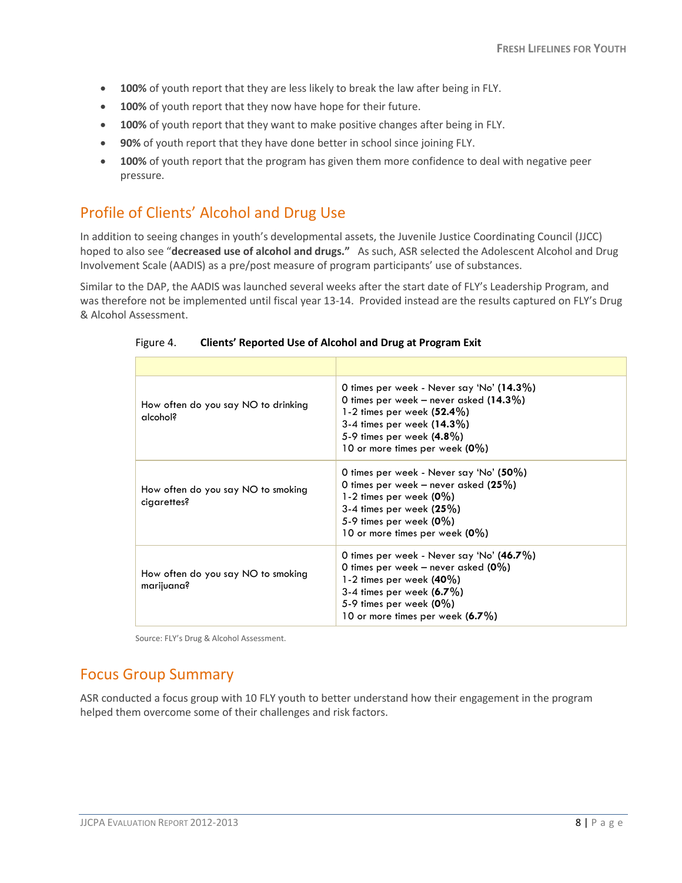- **100%** of youth report that they are less likely to break the law after being in FLY.
- **100%** of youth report that they now have hope for their future.
- **100%** of youth report that they want to make positive changes after being in FLY.
- **90%** of youth report that they have done better in school since joining FLY.
- **100%** of youth report that the program has given them more confidence to deal with negative peer pressure.

## Profile of Clients' Alcohol and Drug Use

In addition to seeing changes in youth's developmental assets, the Juvenile Justice Coordinating Council (JJCC) hoped to also see "**decreased use of alcohol and drugs."** As such, ASR selected the Adolescent Alcohol and Drug Involvement Scale (AADIS) as a pre/post measure of program participants' use of substances.

Similar to the DAP, the AADIS was launched several weeks after the start date of FLY's Leadership Program, and was therefore not be implemented until fiscal year 13-14. Provided instead are the results captured on FLY's Drug & Alcohol Assessment.

Figure 4. **Clients' Reported Use of Alcohol and Drug at Program Exit**

| | |
|---|---|
| How often do you say NO to drinking alcohol? | 0 times per week - Never say 'No' **(14.3%)**<br>0 times per week – never asked **(14.3%)**<br>1-2 times per week **(52.4%)**<br>3-4 times per week **(14.3%)**<br>5-9 times per week **(4.8%)**<br>10 or more times per week **(0%)** |
| How often do you say NO to smoking cigarettes? | 0 times per week - Never say 'No' **(50%)**<br>0 times per week – never asked **(25%)**<br>1-2 times per week **(0%)**<br>3-4 times per week **(25%)**<br>5-9 times per week **(0%)**<br>10 or more times per week **(0%)** |
| How often do you say NO to smoking marijuana? | 0 times per week - Never say 'No' **(46.7%)**<br>0 times per week – never asked **(0%)**<br>1-2 times per week **(40%)**<br>3-4 times per week **(6.7%)**<br>5-9 times per week **(0%)**<br>10 or more times per week **(6.7%)** |

Source: FLY's Drug & Alcohol Assessment.

## Focus Group Summary

ASR conducted a focus group with 10 FLY youth to better understand how their engagement in the program helped them overcome some of their challenges and risk factors.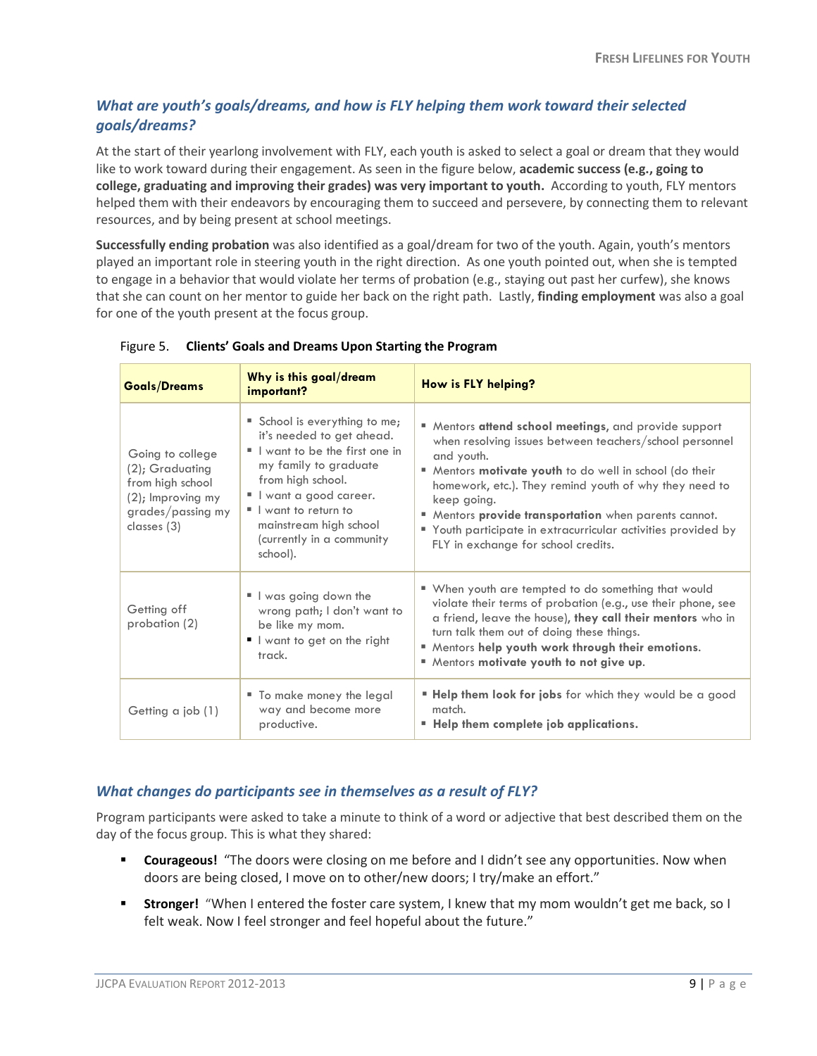## *What are youth's goals/dreams, and how is FLY helping them work toward their selected goals/dreams?*

At the start of their yearlong involvement with FLY, each youth is asked to select a goal or dream that they would like to work toward during their engagement. As seen in the figure below, **academic success (e.g., going to college, graduating and improving their grades) was very important to youth.** According to youth, FLY mentors helped them with their endeavors by encouraging them to succeed and persevere, by connecting them to relevant resources, and by being present at school meetings.

**Successfully ending probation** was also identified as a goal/dream for two of the youth. Again, youth's mentors played an important role in steering youth in the right direction. As one youth pointed out, when she is tempted to engage in a behavior that would violate her terms of probation (e.g., staying out past her curfew), she knows that she can count on her mentor to guide her back on the right path. Lastly, **finding employment** was also a goal for one of the youth present at the focus group.

Figure 5. **Clients' Goals and Dreams Upon Starting the Program**

| **Goals/Dreams** | **Why is this goal/dream important?** | **How is FLY helping?** |
|---|---|---|
| Going to college (2); Graduating from high school (2); Improving my grades/passing my classes (3) | ▪ School is everything to me; it's needed to get ahead.<br>▪ I want to be the first one in my family to graduate from high school.<br>▪ I want a good career.<br>▪ I want to return to mainstream high school (currently in a community school). | ▪ Mentors **attend school meetings**, and provide support when resolving issues between teachers/school personnel and youth.<br>▪ Mentors **motivate youth** to do well in school (do their homework, etc.). They remind youth of why they need to keep going.<br>▪ Mentors **provide transportation** when parents cannot.<br>▪ Youth participate in extracurricular activities provided by FLY in exchange for school credits. |
| Getting off probation (2) | ▪ I was going down the wrong path; I don't want to be like my mom.<br>▪ I want to get on the right track. | ▪ When youth are tempted to do something that would violate their terms of probation (e.g., use their phone, see a friend, leave the house), **they call their mentors** who in turn talk them out of doing these things.<br>▪ Mentors **help youth work through their emotions**.<br>▪ Mentors **motivate youth to not give up**. |
| Getting a job (1) | ▪ To make money the legal way and become more productive. | ▪ **Help them look for jobs** for which they would be a good match.<br>▪ **Help them complete job applications.** |

## *What changes do participants see in themselves as a result of FLY?*

Program participants were asked to take a minute to think of a word or adjective that best described them on the day of the focus group. This is what they shared:

- **Courageous!** "The doors were closing on me before and I didn't see any opportunities. Now when doors are being closed, I move on to other/new doors; I try/make an effort."
- **Stronger!** "When I entered the foster care system, I knew that my mom wouldn't get me back, so I felt weak. Now I feel stronger and feel hopeful about the future."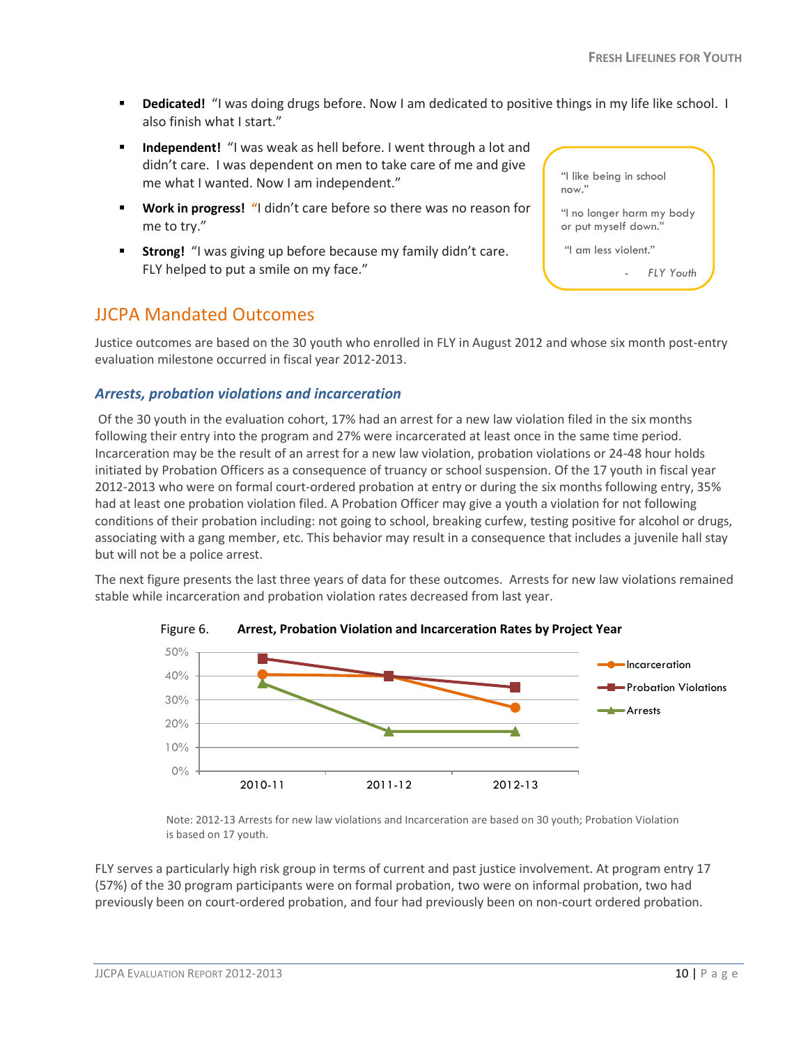- **Dedicated!** "I was doing drugs before. Now I am dedicated to positive things in my life like school. I also finish what I start."
- **Independent!** "I was weak as hell before. I went through a lot and didn't care. I was dependent on men to take care of me and give me what I wanted. Now I am independent."
- **Work in progress!** "I didn't care before so there was no reason for me to try."
- **Strong!** "I was giving up before because my family didn't care. FLY helped to put a smile on my face."

> "I like being in school now."
>
> "I no longer harm my body or put myself down."
>
> "I am less violent."
>
> - *FLY Youth*

## JJCPA Mandated Outcomes

Justice outcomes are based on the 30 youth who enrolled in FLY in August 2012 and whose six month post-entry evaluation milestone occurred in fiscal year 2012-2013.

### *Arrests, probation violations and incarceration*

Of the 30 youth in the evaluation cohort, 17% had an arrest for a new law violation filed in the six months following their entry into the program and 27% were incarcerated at least once in the same time period. Incarceration may be the result of an arrest for a new law violation, probation violations or 24-48 hour holds initiated by Probation Officers as a consequence of truancy or school suspension. Of the 17 youth in fiscal year 2012-2013 who were on formal court-ordered probation at entry or during the six months following entry, 35% had at least one probation violation filed. A Probation Officer may give a youth a violation for not following conditions of their probation including: not going to school, breaking curfew, testing positive for alcohol or drugs, associating with a gang member, etc. This behavior may result in a consequence that includes a juvenile hall stay but will not be a police arrest.

The next figure presents the last three years of data for these outcomes. Arrests for new law violations remained stable while incarceration and probation violation rates decreased from last year.

Figure 6. **Arrest, Probation Violation and Incarceration Rates by Project Year**

| | 2010-11 | 2011-12 | 2012-13 |
|---|---|---|---|
| Incarceration | 41% | 40% | 27% |
| Probation Violations | 47% | 40% | 35% |
| Arrests | 37% | 17% | 17% |

Note: 2012-13 Arrests for new law violations and Incarceration are based on 30 youth; Probation Violation is based on 17 youth.

FLY serves a particularly high risk group in terms of current and past justice involvement. At program entry 17 (57%) of the 30 program participants were on formal probation, two were on informal probation, two had previously been on court-ordered probation, and four had previously been on non-court ordered probation.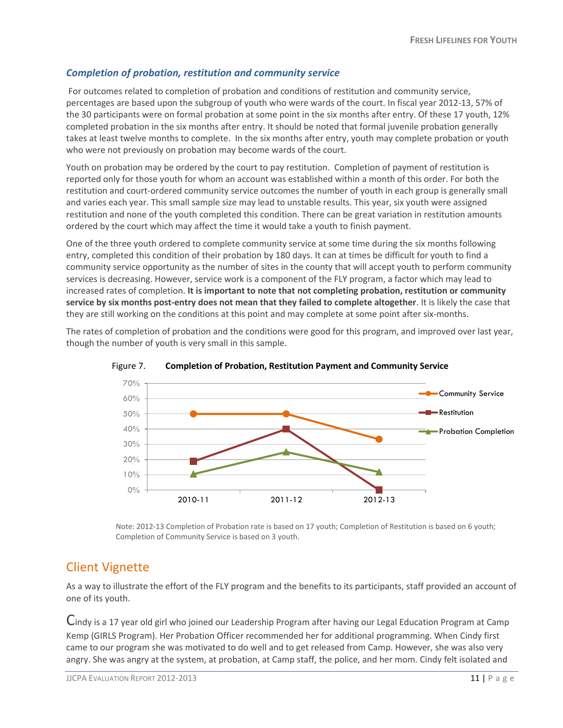### *Completion of probation, restitution and community service*

For outcomes related to completion of probation and conditions of restitution and community service, percentages are based upon the subgroup of youth who were wards of the court. In fiscal year 2012-13, 57% of the 30 participants were on formal probation at some point in the six months after entry. Of these 17 youth, 12% completed probation in the six months after entry. It should be noted that formal juvenile probation generally takes at least twelve months to complete. In the six months after entry, youth may complete probation or youth who were not previously on probation may become wards of the court.

Youth on probation may be ordered by the court to pay restitution. Completion of payment of restitution is reported only for those youth for whom an account was established within a month of this order. For both the restitution and court-ordered community service outcomes the number of youth in each group is generally small and varies each year. This small sample size may lead to unstable results. This year, six youth were assigned restitution and none of the youth completed this condition. There can be great variation in restitution amounts ordered by the court which may affect the time it would take a youth to finish payment.

One of the three youth ordered to complete community service at some time during the six months following entry, completed this condition of their probation by 180 days. It can at times be difficult for youth to find a community service opportunity as the number of sites in the county that will accept youth to perform community services is decreasing. However, service work is a component of the FLY program, a factor which may lead to increased rates of completion. **It is important to note that not completing probation, restitution or community service by six months post-entry does not mean that they failed to complete altogether**. It is likely the case that they are still working on the conditions at this point and may complete at some point after six-months.

The rates of completion of probation and the conditions were good for this program, and improved over last year, though the number of youth is very small in this sample.

Figure 7. **Completion of Probation, Restitution Payment and Community Service**

| | 2010-11 | 2011-12 | 2012-13 |
|---|---|---|---|
| Community Service | 50% | 50% | 33% |
| Restitution | 19% | 40% | 0% |
| Probation Completion | 11% | 25% | 12% |

Note: 2012-13 Completion of Probation rate is based on 17 youth; Completion of Restitution is based on 6 youth; Completion of Community Service is based on 3 youth.

## Client Vignette

As a way to illustrate the effort of the FLY program and the benefits to its participants, staff provided an account of one of its youth.

Cindy is a 17 year old girl who joined our Leadership Program after having our Legal Education Program at Camp Kemp (GIRLS Program). Her Probation Officer recommended her for additional programming. When Cindy first came to our program she was motivated to do well and to get released from Camp. However, she was also very angry. She was angry at the system, at probation, at Camp staff, the police, and her mom. Cindy felt isolated and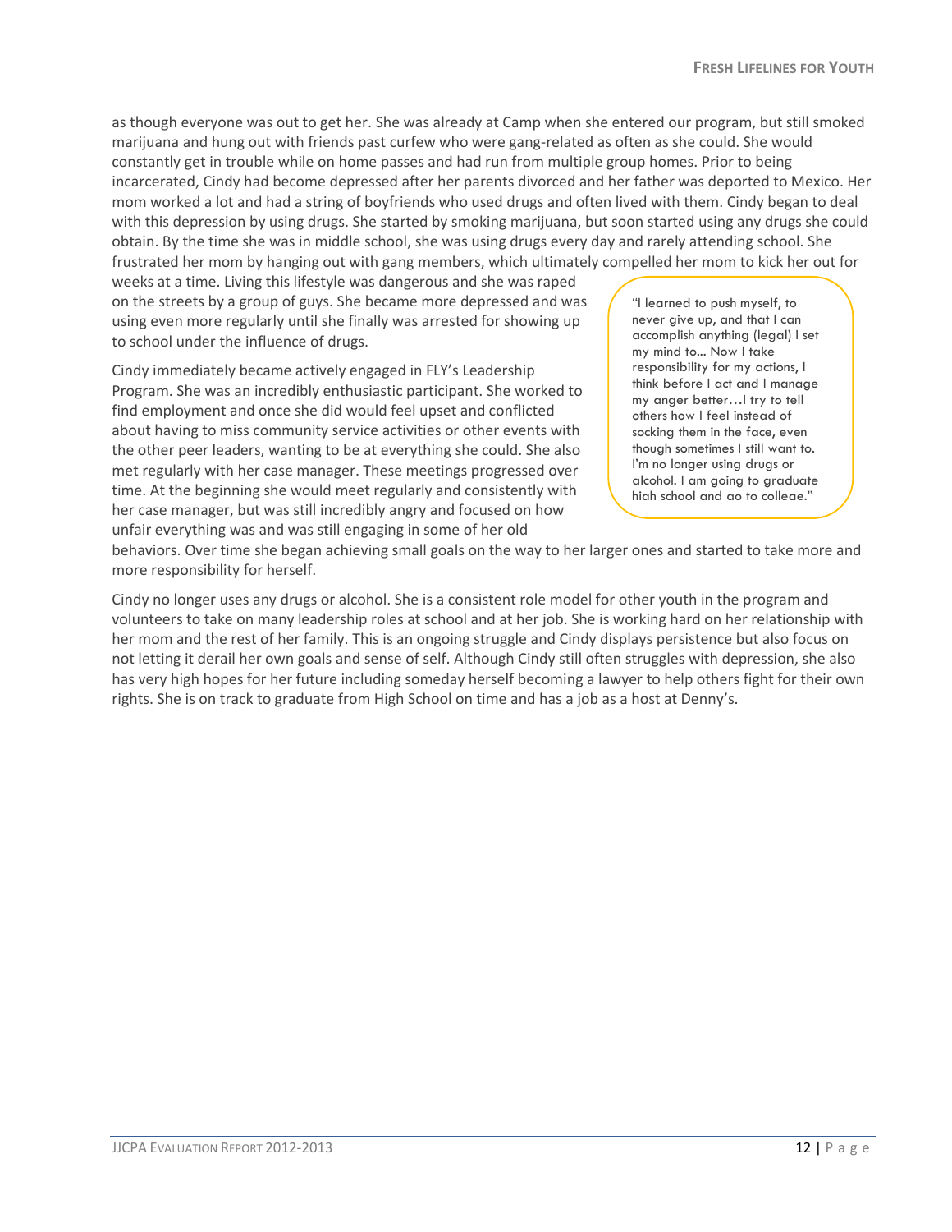as though everyone was out to get her. She was already at Camp when she entered our program, but still smoked marijuana and hung out with friends past curfew who were gang-related as often as she could. She would constantly get in trouble while on home passes and had run from multiple group homes. Prior to being incarcerated, Cindy had become depressed after her parents divorced and her father was deported to Mexico. Her mom worked a lot and had a string of boyfriends who used drugs and often lived with them. Cindy began to deal with this depression by using drugs. She started by smoking marijuana, but soon started using any drugs she could obtain. By the time she was in middle school, she was using drugs every day and rarely attending school. She frustrated her mom by hanging out with gang members, which ultimately compelled her mom to kick her out for weeks at a time. Living this lifestyle was dangerous and she was raped on the streets by a group of guys. She became more depressed and was using even more regularly until she finally was arrested for showing up to school under the influence of drugs.

Cindy immediately became actively engaged in FLY's Leadership Program. She was an incredibly enthusiastic participant. She worked to find employment and once she did would feel upset and conflicted about having to miss community service activities or other events with the other peer leaders, wanting to be at everything she could. She also met regularly with her case manager. These meetings progressed over time. At the beginning she would meet regularly and consistently with her case manager, but was still incredibly angry and focused on how unfair everything was and was still engaging in some of her old behaviors. Over time she began achieving small goals on the way to her larger ones and started to take more and more responsibility for herself.

> "I learned to push myself, to never give up, and that I can accomplish anything (legal) I set my mind to... Now I take responsibility for my actions, I think before I act and I manage my anger better…I try to tell others how I feel instead of socking them in the face, even though sometimes I still want to. I'm no longer using drugs or alcohol. I am going to graduate high school and go to college."

Cindy no longer uses any drugs or alcohol. She is a consistent role model for other youth in the program and volunteers to take on many leadership roles at school and at her job. She is working hard on her relationship with her mom and the rest of her family. This is an ongoing struggle and Cindy displays persistence but also focus on not letting it derail her own goals and sense of self. Although Cindy still often struggles with depression, she also has very high hopes for her future including someday herself becoming a lawyer to help others fight for their own rights. She is on track to graduate from High School on time and has a job as a host at Denny's.